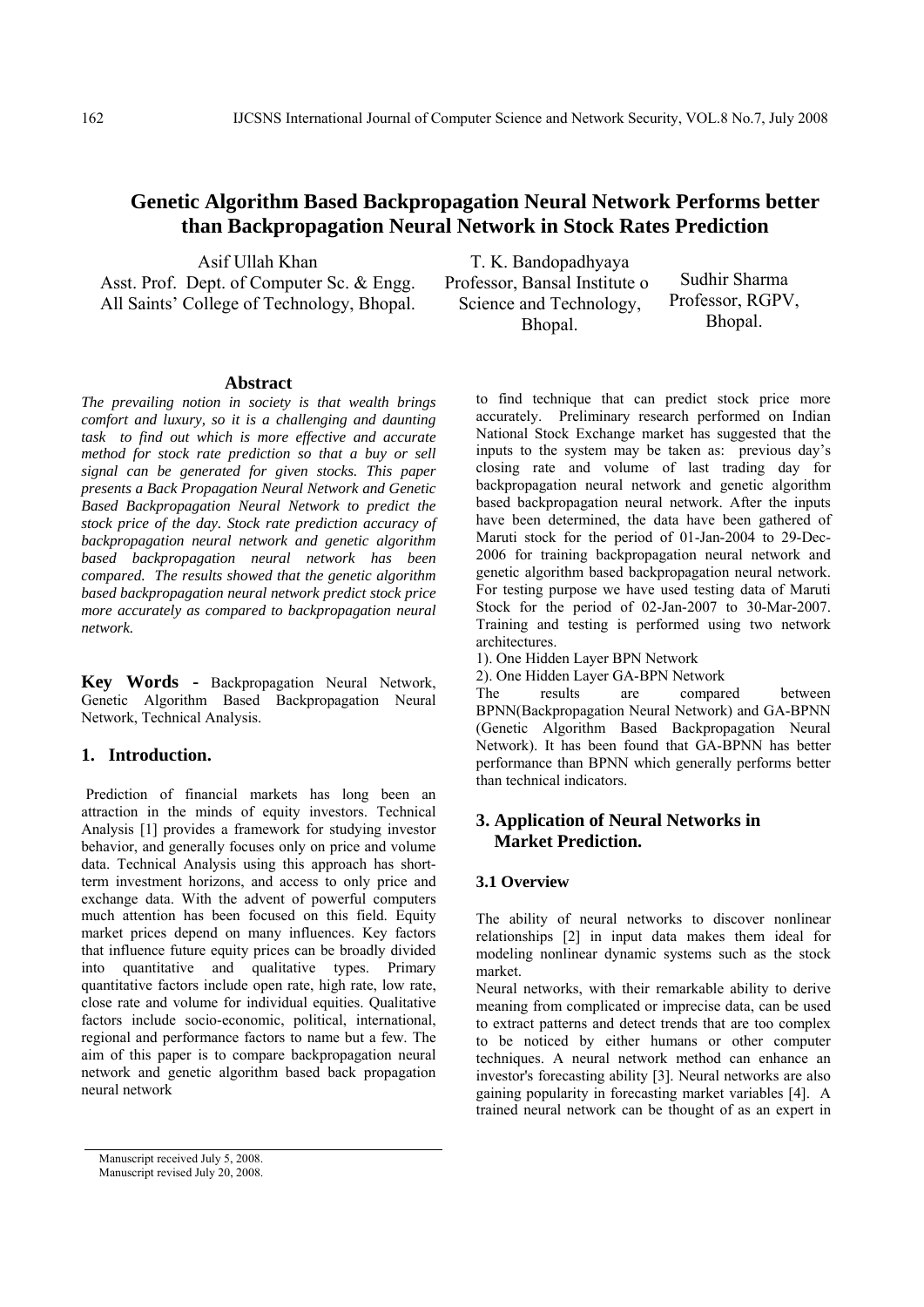# Genetic Algorithm Based Backpropagation Neural Network Performs better than Backpropagation Neural Network in Stock Rates Prediction

Asif Ullah Khan
Asst. Prof. Dept. of Computer Sc. & Engg.
All Saints' College of Technology, Bhopal.

T. K. Bandopadhyaya
Professor, Bansal Institute o
Science and Technology,
Bhopal.

Sudhir Sharma
Professor, RGPV,
Bhopal.

## Abstract

*The prevailing notion in society is that wealth brings comfort and luxury, so it is a challenging and daunting task to find out which is more effective and accurate method for stock rate prediction so that a buy or sell signal can be generated for given stocks. This paper presents a Back Propagation Neural Network and Genetic Based Backpropagation Neural Network to predict the stock price of the day. Stock rate prediction accuracy of backpropagation neural network and genetic algorithm based backpropagation neural network has been compared. The results showed that the genetic algorithm based backpropagation neural network predict stock price more accurately as compared to backpropagation neural network.*

**Key Words -** Backpropagation Neural Network, Genetic Algorithm Based Backpropagation Neural Network, Technical Analysis.

## 1. Introduction.

Prediction of financial markets has long been an attraction in the minds of equity investors. Technical Analysis [1] provides a framework for studying investor behavior, and generally focuses only on price and volume data. Technical Analysis using this approach has short-term investment horizons, and access to only price and exchange data. With the advent of powerful computers much attention has been focused on this field. Equity market prices depend on many influences. Key factors that influence future equity prices can be broadly divided into quantitative and qualitative types. Primary quantitative factors include open rate, high rate, low rate, close rate and volume for individual equities. Qualitative factors include socio-economic, political, international, regional and performance factors to name but a few. The aim of this paper is to compare backpropagation neural network and genetic algorithm based back propagation neural network to find technique that can predict stock price more accurately. Preliminary research performed on Indian National Stock Exchange market has suggested that the inputs to the system may be taken as: previous day's closing rate and volume of last trading day for backpropagation neural network and genetic algorithm based backpropagation neural network. After the inputs have been determined, the data have been gathered of Maruti stock for the period of 01-Jan-2004 to 29-Dec-2006 for training backpropagation neural network and genetic algorithm based backpropagation neural network. For testing purpose we have used testing data of Maruti Stock for the period of 02-Jan-2007 to 30-Mar-2007. Training and testing is performed using two network architectures.

1). One Hidden Layer BPN Network

2). One Hidden Layer GA-BPN Network

The results are compared between BPNN(Backpropagation Neural Network) and GA-BPNN (Genetic Algorithm Based Backpropagation Neural Network). It has been found that GA-BPNN has better performance than BPNN which generally performs better than technical indicators.

## 3. Application of Neural Networks in Market Prediction.

### 3.1 Overview

The ability of neural networks to discover nonlinear relationships [2] in input data makes them ideal for modeling nonlinear dynamic systems such as the stock market.

Neural networks, with their remarkable ability to derive meaning from complicated or imprecise data, can be used to extract patterns and detect trends that are too complex to be noticed by either humans or other computer techniques. A neural network method can enhance an investor's forecasting ability [3]. Neural networks are also gaining popularity in forecasting market variables [4]. A trained neural network can be thought of as an expert in

Manuscript received July 5, 2008.
Manuscript revised July 20, 2008.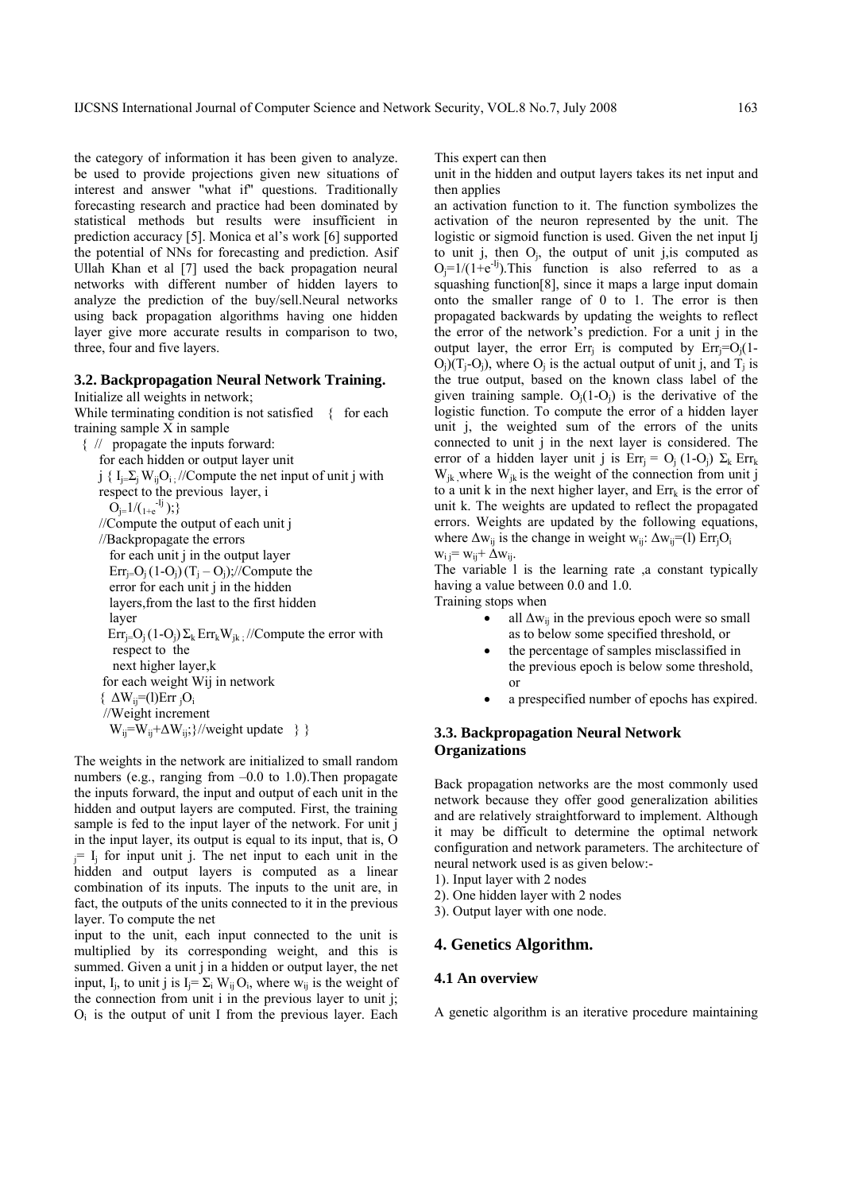the category of information it has been given to analyze. be used to provide projections given new situations of interest and answer "what if" questions. Traditionally forecasting research and practice had been dominated by statistical methods but results were insufficient in prediction accuracy [5]. Monica et al's work [6] supported the potential of NNs for forecasting and prediction. Asif Ullah Khan et al [7] used the back propagation neural networks with different number of hidden layers to analyze the prediction of the buy/sell.Neural networks using back propagation algorithms having one hidden layer give more accurate results in comparison to two, three, four and five layers.

### 3.2. Backpropagation Neural Network Training.

```
Initialize all weights in network;
While terminating condition is not satisfied   {  for each
training sample X in sample
  { //  propagate the inputs forward:
     for each hidden or output layer unit
     j { Ij=Σj WijOi ; //Compute the net input of unit j with
     respect to the previous  layer, i
       Oj=1/(1+e^-Ij );}
     //Compute the output of each unit j
     //Backpropagate the errors
       for each unit j in the output layer
       Errj=Oj (1-Oj) (Tj – Oj);//Compute the
       error for each unit j in the hidden
       layers,from the last to the first hidden
       layer
      Errj=Oj (1-Oj) Σk ErrkWjk ; //Compute the error with
       respect to  the
       next higher layer,k
    for each weight Wij in network
    { ΔWij=(l)Err jOi
     //Weight increment
       Wij=Wij+ΔWij;}//weight update   } }
```

The weights in the network are initialized to small random numbers (e.g., ranging from –0.0 to 1.0).Then propagate the inputs forward, the input and output of each unit in the hidden and output layers are computed. First, the training sample is fed to the input layer of the network. For unit j in the input layer, its output is equal to its input, that is, $O_j = I_j$ for input unit j. The net input to each unit in the hidden and output layers is computed as a linear combination of its inputs. The inputs to the unit are, in fact, the outputs of the units connected to it in the previous layer. To compute the net

input to the unit, each input connected to the unit is multiplied by its corresponding weight, and this is summed. Given a unit j in a hidden or output layer, the net input, $I_j$, to unit j is $I_j= \Sigma_i W_{ij} O_i$, where $w_{ij}$ is the weight of the connection from unit i in the previous layer to unit j; $O_i$ is the output of unit I from the previous layer. Each

This expert can then

unit in the hidden and output layers takes its net input and then applies

an activation function to it. The function symbolizes the activation of the neuron represented by the unit. The logistic or sigmoid function is used. Given the net input Ij to unit j, then $O_j$, the output of unit j,is computed as $O_j=1/(1+e^{-Ij})$.This function is also referred to as a squashing function[8], since it maps a large input domain onto the smaller range of 0 to 1. The error is then propagated backwards by updating the weights to reflect the error of the network's prediction. For a unit j in the output layer, the error $Err_j$ is computed by $Err_j=O_j(1-O_j)(T_j-O_j)$, where $O_j$ is the actual output of unit j, and $T_j$ is the true output, based on the known class label of the given training sample. $O_j(1-O_j)$ is the derivative of the logistic function. To compute the error of a hidden layer unit j, the weighted sum of the errors of the units connected to unit j in the next layer is considered. The error of a hidden layer unit j is $Err_j = O_j (1-O_j) \Sigma_k Err_k W_{jk}$ ,where $W_{jk}$ is the weight of the connection from unit j to a unit k in the next higher layer, and $Err_k$ is the error of unit k. The weights are updated to reflect the propagated errors. Weights are updated by the following equations, where $\Delta w_{ij}$ is the change in weight $w_{ij}$: $\Delta w_{ij}=(l) Err_j O_i$

$w_{ij}= w_{ij}+ \Delta w_{ij}$.

The variable l is the learning rate ,a constant typically having a value between 0.0 and 1.0.

Training stops when

- all $\Delta w_{ij}$ in the previous epoch were so small as to below some specified threshold, or
- the percentage of samples misclassified in the previous epoch is below some threshold, or
- a prespecified number of epochs has expired.

### 3.3. Backpropagation Neural Network Organizations

Back propagation networks are the most commonly used network because they offer good generalization abilities and are relatively straightforward to implement. Although it may be difficult to determine the optimal network configuration and network parameters. The architecture of neural network used is as given below:-

1). Input layer with 2 nodes
2). One hidden layer with 2 nodes
3). Output layer with one node.

## 4. Genetics Algorithm.

### 4.1 An overview

A genetic algorithm is an iterative procedure maintaining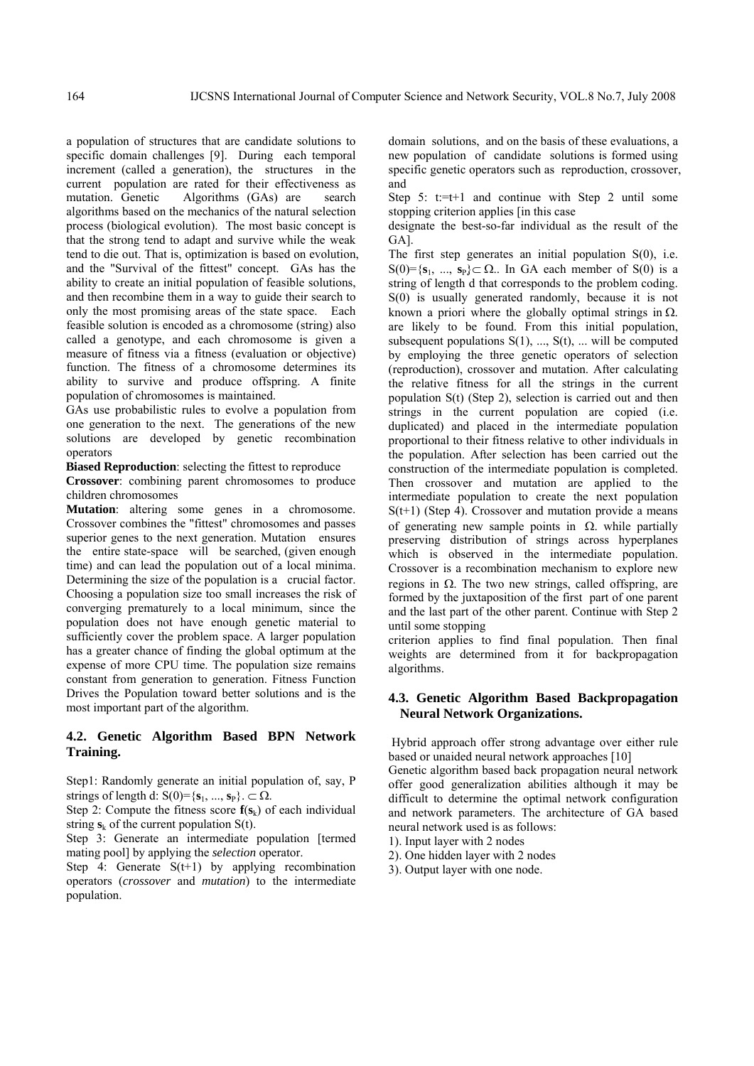a population of structures that are candidate solutions to specific domain challenges [9]. During each temporal increment (called a generation), the structures in the current population are rated for their effectiveness as mutation. Genetic Algorithms (GAs) are search algorithms based on the mechanics of the natural selection process (biological evolution). The most basic concept is that the strong tend to adapt and survive while the weak tend to die out. That is, optimization is based on evolution, and the "Survival of the fittest" concept. GAs has the ability to create an initial population of feasible solutions, and then recombine them in a way to guide their search to only the most promising areas of the state space. Each feasible solution is encoded as a chromosome (string) also called a genotype, and each chromosome is given a measure of fitness via a fitness (evaluation or objective) function. The fitness of a chromosome determines its ability to survive and produce offspring. A finite population of chromosomes is maintained.

GAs use probabilistic rules to evolve a population from one generation to the next. The generations of the new solutions are developed by genetic recombination operators

**Biased Reproduction**: selecting the fittest to reproduce

**Crossover**: combining parent chromosomes to produce children chromosomes

**Mutation**: altering some genes in a chromosome. Crossover combines the "fittest" chromosomes and passes superior genes to the next generation. Mutation ensures the entire state-space will be searched, (given enough time) and can lead the population out of a local minima. Determining the size of the population is a crucial factor. Choosing a population size too small increases the risk of converging prematurely to a local minimum, since the population does not have enough genetic material to sufficiently cover the problem space. A larger population has a greater chance of finding the global optimum at the expense of more CPU time. The population size remains constant from generation to generation. Fitness Function Drives the Population toward better solutions and is the most important part of the algorithm.

## 4.2. Genetic Algorithm Based BPN Network Training.

Step1: Randomly generate an initial population of, say, P strings of length d: $S(0)=\{\mathbf{s}_1, ..., \mathbf{s}_P\}. \subset \Omega$.

Step 2: Compute the fitness score $\mathbf{f}(\mathbf{s}_k)$ of each individual string $\mathbf{s}_k$ of the current population S(t).

Step 3: Generate an intermediate population [termed mating pool] by applying the *selection* operator.

Step 4: Generate S(t+1) by applying recombination operators (*crossover* and *mutation*) to the intermediate population.

domain solutions, and on the basis of these evaluations, a new population of candidate solutions is formed using specific genetic operators such as reproduction, crossover, and

Step 5: t:=t+1 and continue with Step 2 until some stopping criterion applies [in this case

designate the best-so-far individual as the result of the GA].

The first step generates an initial population S(0), i.e. $S(0)=\{\mathbf{s}_1, ..., \mathbf{s}_P\} \subset \Omega$.. In GA each member of S(0) is a string of length d that corresponds to the problem coding. S(0) is usually generated randomly, because it is not known a priori where the globally optimal strings in $\Omega$. are likely to be found. From this initial population, subsequent populations S(1), ..., S(t), ... will be computed by employing the three genetic operators of selection (reproduction), crossover and mutation. After calculating the relative fitness for all the strings in the current population S(t) (Step 2), selection is carried out and then strings in the current population are copied (i.e. duplicated) and placed in the intermediate population proportional to their fitness relative to other individuals in the population. After selection has been carried out the construction of the intermediate population is completed. Then crossover and mutation are applied to the intermediate population to create the next population S(t+1) (Step 4). Crossover and mutation provide a means of generating new sample points in $\Omega$. while partially preserving distribution of strings across hyperplanes which is observed in the intermediate population. Crossover is a recombination mechanism to explore new regions in $\Omega$. The two new strings, called offspring, are formed by the juxtaposition of the first part of one parent and the last part of the other parent. Continue with Step 2 until some stopping

criterion applies to find final population. Then final weights are determined from it for backpropagation algorithms.

## 4.3. Genetic Algorithm Based Backpropagation Neural Network Organizations.

Hybrid approach offer strong advantage over either rule based or unaided neural network approaches [10]

Genetic algorithm based back propagation neural network offer good generalization abilities although it may be difficult to determine the optimal network configuration and network parameters. The architecture of GA based neural network used is as follows:

1). Input layer with 2 nodes

2). One hidden layer with 2 nodes

3). Output layer with one node.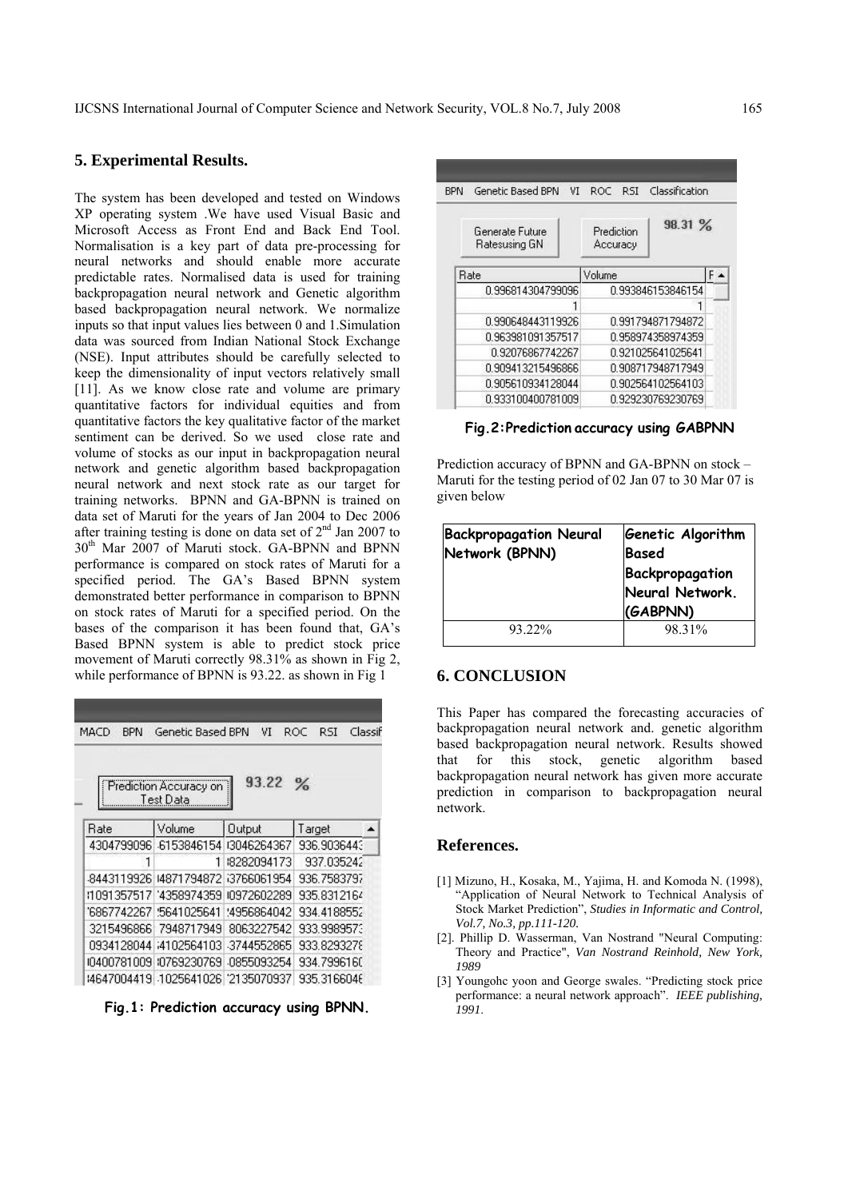## 5. Experimental Results.

The system has been developed and tested on Windows XP operating system .We have used Visual Basic and Microsoft Access as Front End and Back End Tool. Normalisation is a key part of data pre-processing for neural networks and should enable more accurate predictable rates. Normalised data is used for training backpropagation neural network and Genetic algorithm based backpropagation neural network. We normalize inputs so that input values lies between 0 and 1.Simulation data was sourced from Indian National Stock Exchange (NSE). Input attributes should be carefully selected to keep the dimensionality of input vectors relatively small [11]. As we know close rate and volume are primary quantitative factors for individual equities and from quantitative factors the key qualitative factor of the market sentiment can be derived. So we used close rate and volume of stocks as our input in backpropagation neural network and genetic algorithm based backpropagation neural network and next stock rate as our target for training networks. BPNN and GA-BPNN is trained on data set of Maruti for the years of Jan 2004 to Dec 2006 after training testing is done on data set of 2nd Jan 2007 to 30th Mar 2007 of Maruti stock. GA-BPNN and BPNN performance is compared on stock rates of Maruti for a specified period. The GA's Based BPNN system demonstrated better performance in comparison to BPNN on stock rates of Maruti for a specified period. On the bases of the comparison it has been found that, GA's Based BPNN system is able to predict stock price movement of Maruti correctly 98.31% as shown in Fig 2, while performance of BPNN is 93.22. as shown in Fig 1

**Fig.1: Prediction accuracy using BPNN.**

**Fig.2:Prediction accuracy using GABPNN**

Prediction accuracy of BPNN and GA-BPNN on stock – Maruti for the testing period of 02 Jan 07 to 30 Mar 07 is given below

| Backpropagation Neural Network (BPNN) | Genetic Algorithm Based Backpropagation Neural Network. (GABPNN) |
|---|---|
| 93.22% | 98.31% |

## 6. CONCLUSION

This Paper has compared the forecasting accuracies of backpropagation neural network and. genetic algorithm based backpropagation neural network. Results showed that for this stock, genetic algorithm based backpropagation neural network has given more accurate prediction in comparison to backpropagation neural network.

## References.

[1] Mizuno, H., Kosaka, M., Yajima, H. and Komoda N. (1998), "Application of Neural Network to Technical Analysis of Stock Market Prediction", *Studies in Informatic and Control, Vol.7, No.3, pp.111-120.*

[2]. Phillip D. Wasserman, Van Nostrand "Neural Computing: Theory and Practice", *Van Nostrand Reinhold, New York, 1989*

[3] Youngohc yoon and George swales. "Predicting stock price performance: a neural network approach". *IEEE publishing, 1991.*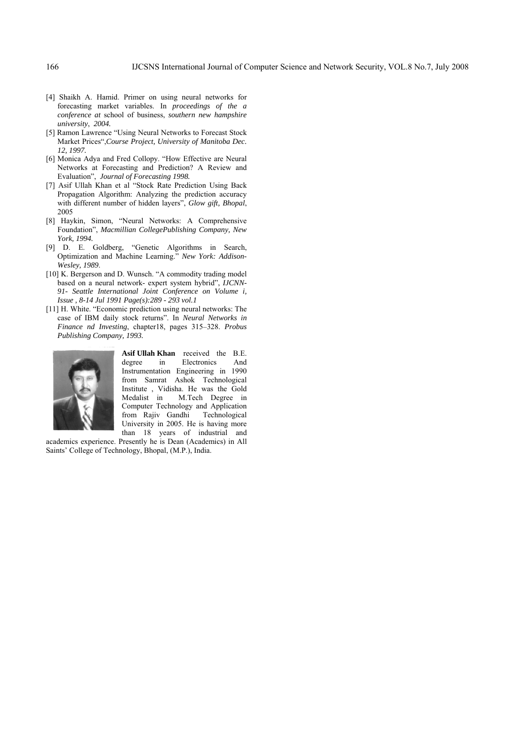[4] Shaikh A. Hamid. Primer on using neural networks for forecasting market variables. In *proceedings of the a conference at* school of business, *southern new hampshire university*, *2004.*

[5] Ramon Lawrence "Using Neural Networks to Forecast Stock Market Prices",*Course Project, University of Manitoba Dec. 12, 1997.*

[6] Monica Adya and Fred Collopy. "How Effective are Neural Networks at Forecasting and Prediction? A Review and Evaluation", *Journal of Forecasting 1998.*

[7] Asif Ullah Khan et al "Stock Rate Prediction Using Back Propagation Algorithm: Analyzing the prediction accuracy with different number of hidden layers", *Glow gift, Bhopal*, 2005

[8] Haykin, Simon, "Neural Networks: A Comprehensive Foundation", *Macmillian CollegePublishing Company, New York, 1994.*

[9] D. E. Goldberg, "Genetic Algorithms in Search, Optimization and Machine Learning." *New York: Addison-Wesley, 1989*.

[10] K. Bergerson and D. Wunsch. "A commodity trading model based on a neural network- expert system hybrid", *IJCNN-91- Seattle International Joint Conference on Volume i, Issue , 8-14 Jul 1991 Page(s):289 - 293 vol.1*

[11] H. White. "Economic prediction using neural networks: The case of IBM daily stock returns". In *Neural Networks in Finance nd Investing*, chapter18, pages 315–328. *Probus Publishing Company, 1993.*

**Asif Ullah Khan** received the B.E. degree in Electronics And Instrumentation Engineering in 1990 from Samrat Ashok Technological Institute , Vidisha. He was the Gold Medalist in M.Tech Degree in Computer Technology and Application from Rajiv Gandhi Technological University in 2005. He is having more than 18 years of industrial and academics experience. Presently he is Dean (Academics) in All Saints' College of Technology, Bhopal, (M.P.), India.